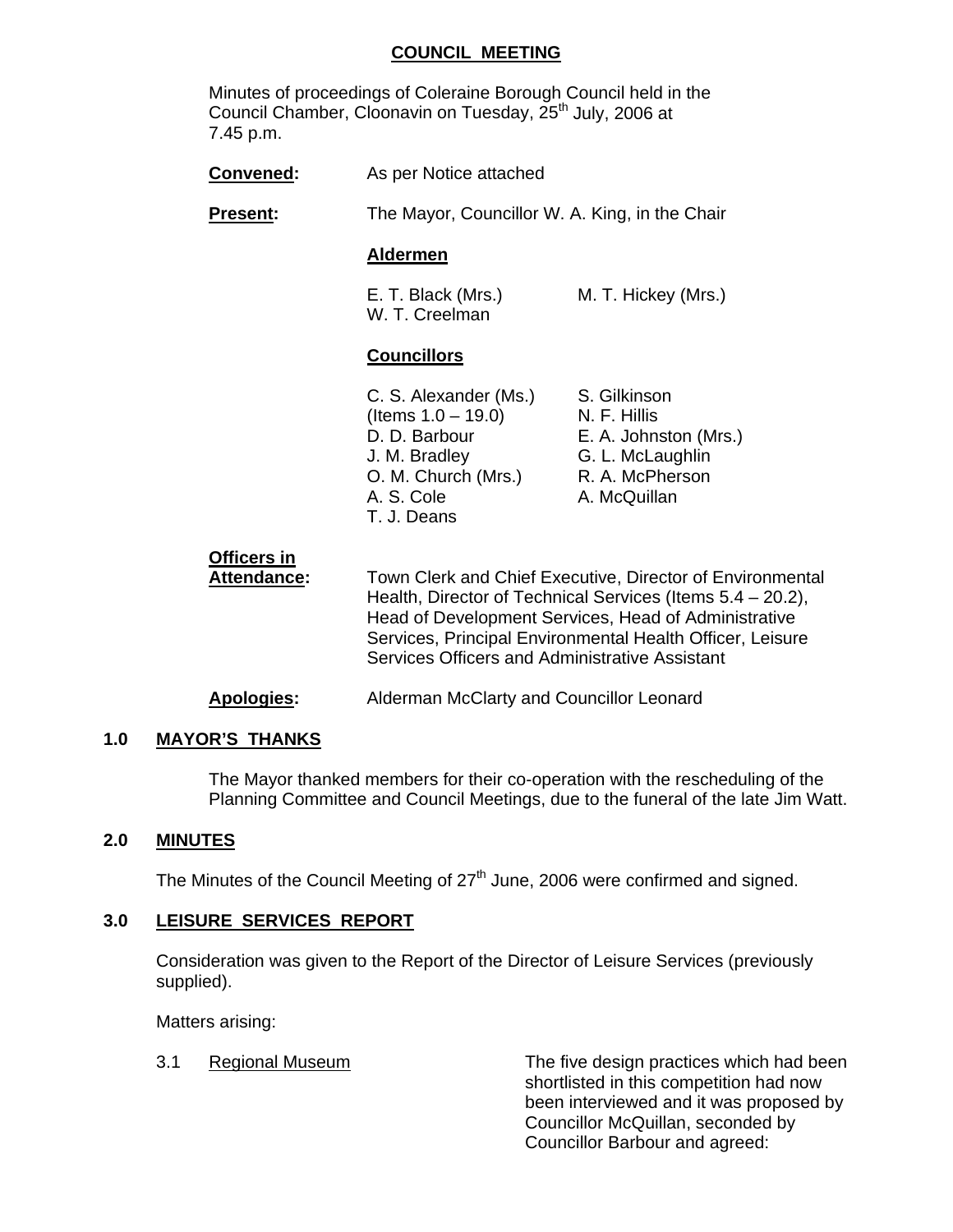# COUNCIL MEETING

Minutes of proceedings of Coleraine Borough Council held in the Council Chamber, Cloonavin on Tuesday, 25th July, 2006 at 7.45 p.m.

**Convened:** As per Notice attached

**Present:** The Mayor, Councillor W. A. King, in the Chair

**Aldermen**

E. T. Black (Mrs.)
M. T. Hickey (Mrs.)
W. T. Creelman

**Councillors**

C. S. Alexander (Ms.) (Items 1.0 – 19.0)
D. D. Barbour
J. M. Bradley
O. M. Church (Mrs.)
A. S. Cole
T. J. Deans
S. Gilkinson
N. F. Hillis
E. A. Johnston (Mrs.)
G. L. McLaughlin
R. A. McPherson
A. McQuillan

**Officers in Attendance:** Town Clerk and Chief Executive, Director of Environmental Health, Director of Technical Services (Items 5.4 – 20.2), Head of Development Services, Head of Administrative Services, Principal Environmental Health Officer, Leisure Services Officers and Administrative Assistant

**Apologies:** Alderman McClarty and Councillor Leonard

## 1.0 MAYOR'S THANKS

The Mayor thanked members for their co-operation with the rescheduling of the Planning Committee and Council Meetings, due to the funeral of the late Jim Watt.

## 2.0 MINUTES

The Minutes of the Council Meeting of 27th June, 2006 were confirmed and signed.

## 3.0 LEISURE SERVICES REPORT

Consideration was given to the Report of the Director of Leisure Services (previously supplied).

Matters arising:

3.1 Regional Museum

The five design practices which had been shortlisted in this competition had now been interviewed and it was proposed by Councillor McQuillan, seconded by Councillor Barbour and agreed: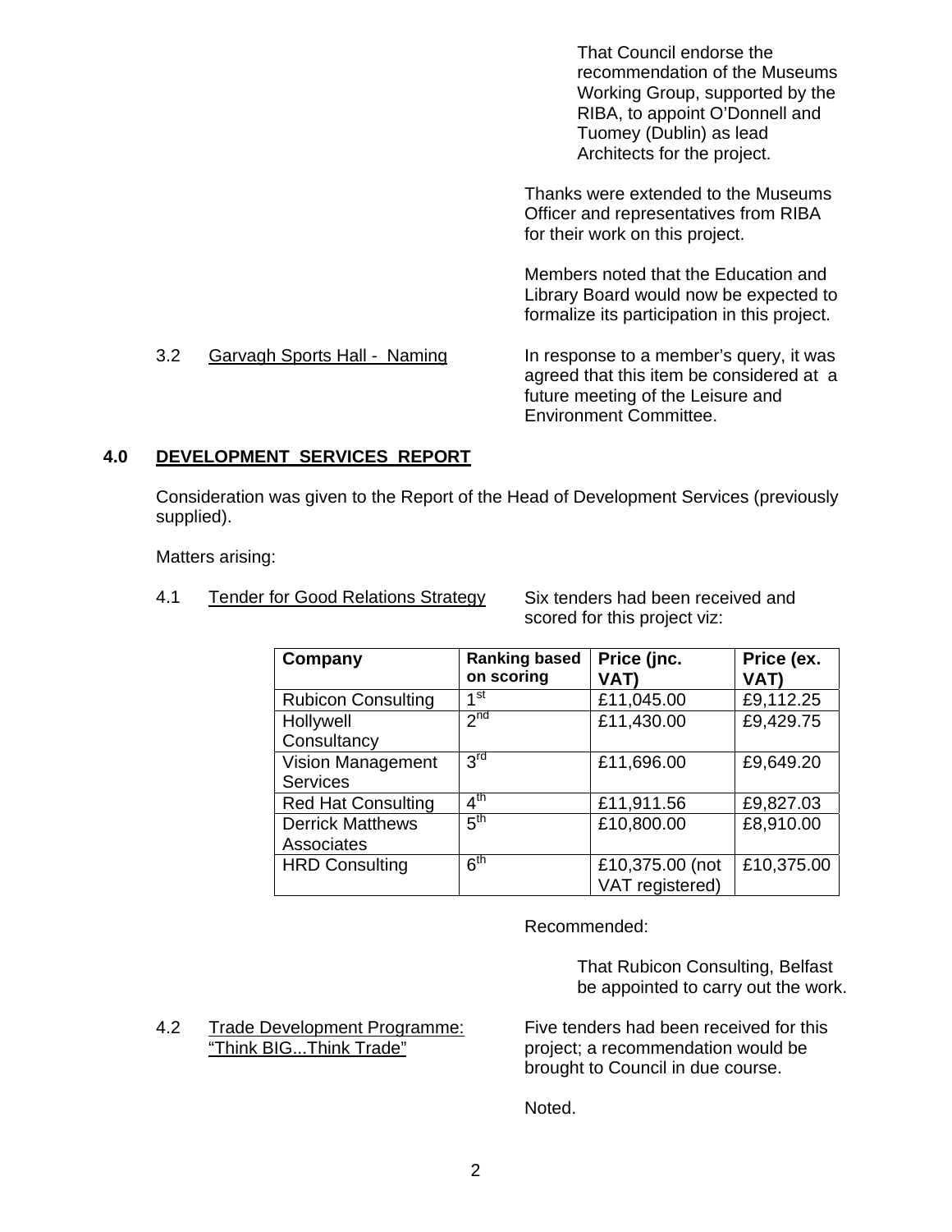That Council endorse the recommendation of the Museums Working Group, supported by the RIBA, to appoint O'Donnell and Tuomey (Dublin) as lead Architects for the project.

Thanks were extended to the Museums Officer and representatives from RIBA for their work on this project.

Members noted that the Education and Library Board would now be expected to formalize its participation in this project.

3.2 Garvagh Sports Hall - Naming

In response to a member's query, it was agreed that this item be considered at a future meeting of the Leisure and Environment Committee.

## 4.0 DEVELOPMENT SERVICES REPORT

Consideration was given to the Report of the Head of Development Services (previously supplied).

Matters arising:

4.1 Tender for Good Relations Strategy

Six tenders had been received and scored for this project viz:

| Company | Ranking based on scoring | Price (jnc. VAT) | Price (ex. VAT) |
|---|---|---|---|
| Rubicon Consulting | 1st | £11,045.00 | £9,112.25 |
| Hollywell Consultancy | 2nd | £11,430.00 | £9,429.75 |
| Vision Management Services | 3rd | £11,696.00 | £9,649.20 |
| Red Hat Consulting | 4th | £11,911.56 | £9,827.03 |
| Derrick Matthews Associates | 5th | £10,800.00 | £8,910.00 |
| HRD Consulting | 6th | £10,375.00 (not VAT registered) | £10,375.00 |

Recommended:

That Rubicon Consulting, Belfast be appointed to carry out the work.

4.2 Trade Development Programme: "Think BIG...Think Trade"

Five tenders had been received for this project; a recommendation would be brought to Council in due course.

Noted.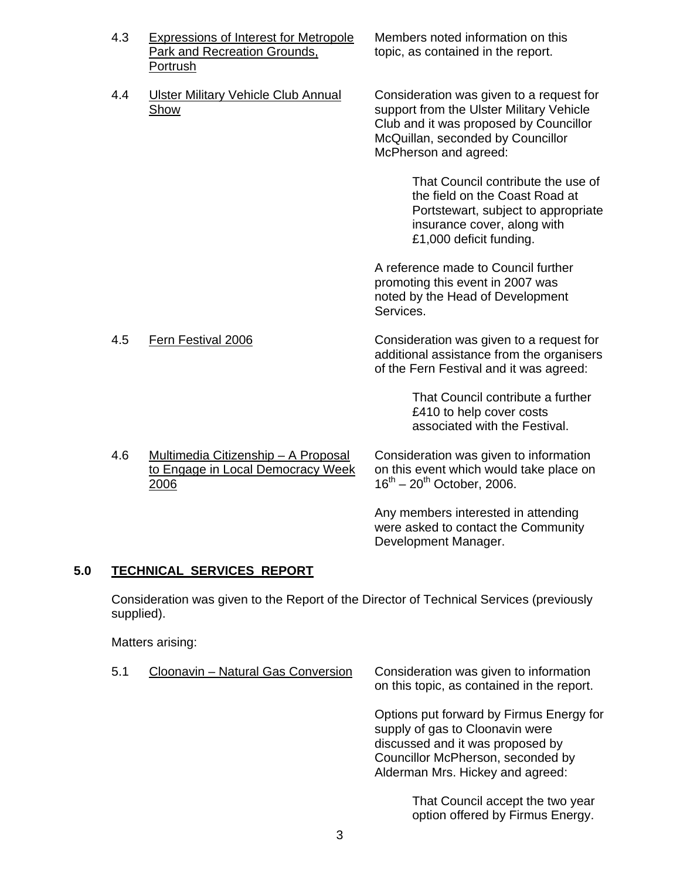4.3 Expressions of Interest for Metropole Park and Recreation Grounds, Portrush

Members noted information on this topic, as contained in the report.

4.4 Ulster Military Vehicle Club Annual Show

Consideration was given to a request for support from the Ulster Military Vehicle Club and it was proposed by Councillor McQuillan, seconded by Councillor McPherson and agreed:

> That Council contribute the use of the field on the Coast Road at Portstewart, subject to appropriate insurance cover, along with £1,000 deficit funding.

A reference made to Council further promoting this event in 2007 was noted by the Head of Development Services.

4.5 Fern Festival 2006

Consideration was given to a request for additional assistance from the organisers of the Fern Festival and it was agreed:

> That Council contribute a further £410 to help cover costs associated with the Festival.

4.6 Multimedia Citizenship – A Proposal to Engage in Local Democracy Week 2006

Consideration was given to information on this event which would take place on 16th – 20th October, 2006.

Any members interested in attending were asked to contact the Community Development Manager.

## 5.0 TECHNICAL SERVICES REPORT

Consideration was given to the Report of the Director of Technical Services (previously supplied).

Matters arising:

5.1 Cloonavin – Natural Gas Conversion

Consideration was given to information on this topic, as contained in the report.

Options put forward by Firmus Energy for supply of gas to Cloonavin were discussed and it was proposed by Councillor McPherson, seconded by Alderman Mrs. Hickey and agreed:

> That Council accept the two year option offered by Firmus Energy.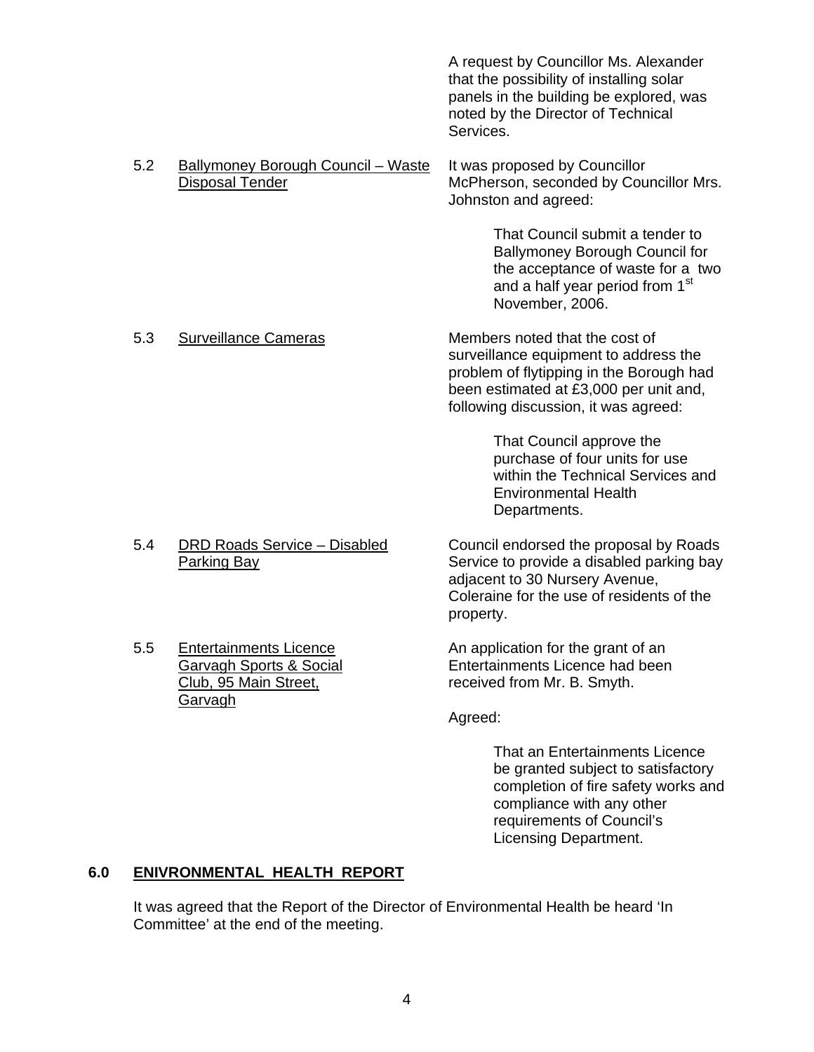A request by Councillor Ms. Alexander that the possibility of installing solar panels in the building be explored, was noted by the Director of Technical Services.

5.2 Ballymoney Borough Council – Waste Disposal Tender

It was proposed by Councillor McPherson, seconded by Councillor Mrs. Johnston and agreed:

> That Council submit a tender to Ballymoney Borough Council for the acceptance of waste for a two and a half year period from 1st November, 2006.

5.3 Surveillance Cameras

Members noted that the cost of surveillance equipment to address the problem of flytipping in the Borough had been estimated at £3,000 per unit and, following discussion, it was agreed:

> That Council approve the purchase of four units for use within the Technical Services and Environmental Health Departments.

5.4 DRD Roads Service – Disabled Parking Bay

Council endorsed the proposal by Roads Service to provide a disabled parking bay adjacent to 30 Nursery Avenue, Coleraine for the use of residents of the property.

5.5 Entertainments Licence Garvagh Sports & Social Club, 95 Main Street, Garvagh

An application for the grant of an Entertainments Licence had been received from Mr. B. Smyth.

Agreed:

> That an Entertainments Licence be granted subject to satisfactory completion of fire safety works and compliance with any other requirements of Council's Licensing Department.

## 6.0 ENIVRONMENTAL HEALTH REPORT

It was agreed that the Report of the Director of Environmental Health be heard 'In Committee' at the end of the meeting.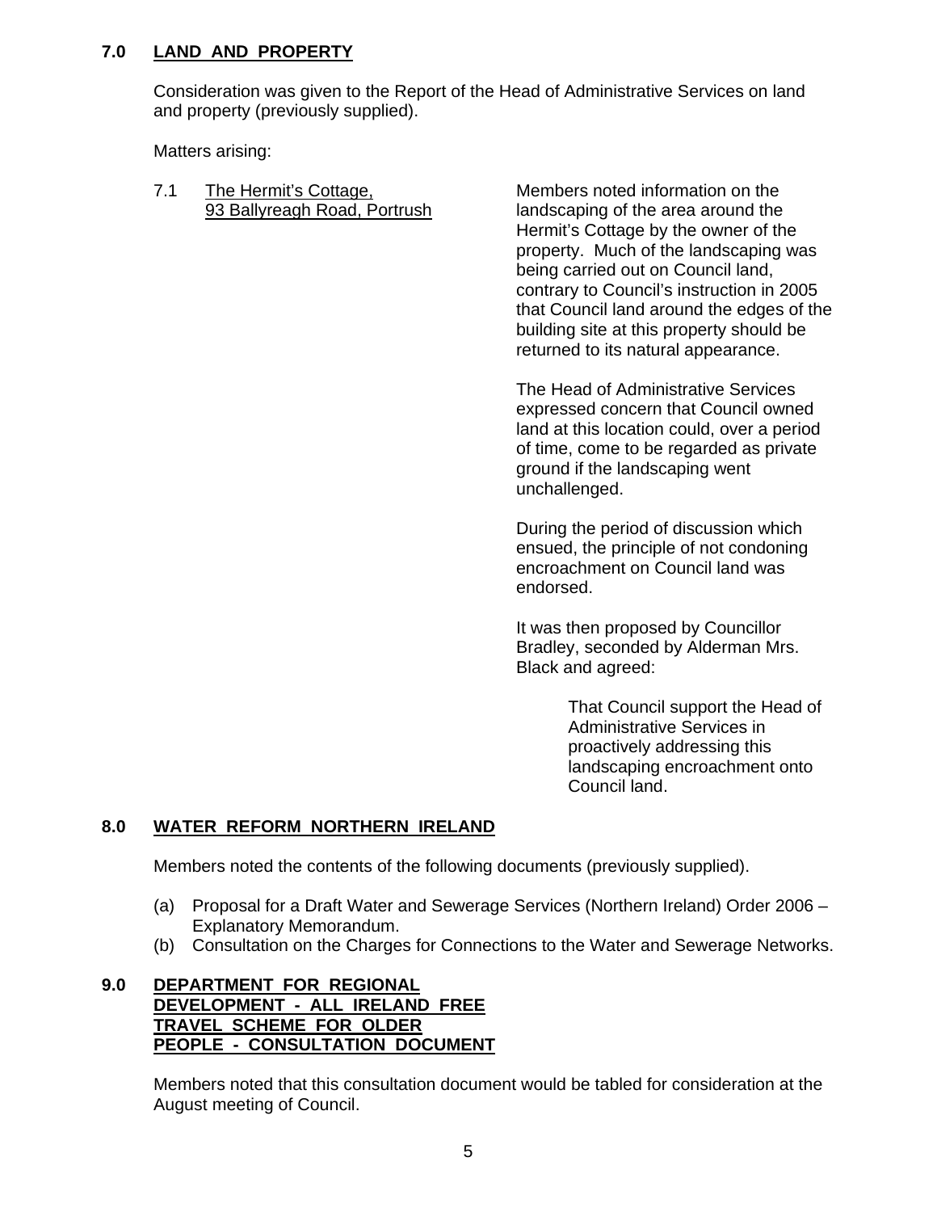## 7.0 LAND AND PROPERTY

Consideration was given to the Report of the Head of Administrative Services on land and property (previously supplied).

Matters arising:

7.1 The Hermit's Cottage, 93 Ballyreagh Road, Portrush

Members noted information on the landscaping of the area around the Hermit's Cottage by the owner of the property. Much of the landscaping was being carried out on Council land, contrary to Council's instruction in 2005 that Council land around the edges of the building site at this property should be returned to its natural appearance.

The Head of Administrative Services expressed concern that Council owned land at this location could, over a period of time, come to be regarded as private ground if the landscaping went unchallenged.

During the period of discussion which ensued, the principle of not condoning encroachment on Council land was endorsed.

It was then proposed by Councillor Bradley, seconded by Alderman Mrs. Black and agreed:

> That Council support the Head of Administrative Services in proactively addressing this landscaping encroachment onto Council land.

## 8.0 WATER REFORM NORTHERN IRELAND

Members noted the contents of the following documents (previously supplied).

(a) Proposal for a Draft Water and Sewerage Services (Northern Ireland) Order 2006 – Explanatory Memorandum.
(b) Consultation on the Charges for Connections to the Water and Sewerage Networks.

## 9.0 DEPARTMENT FOR REGIONAL DEVELOPMENT - ALL IRELAND FREE TRAVEL SCHEME FOR OLDER PEOPLE - CONSULTATION DOCUMENT

Members noted that this consultation document would be tabled for consideration at the August meeting of Council.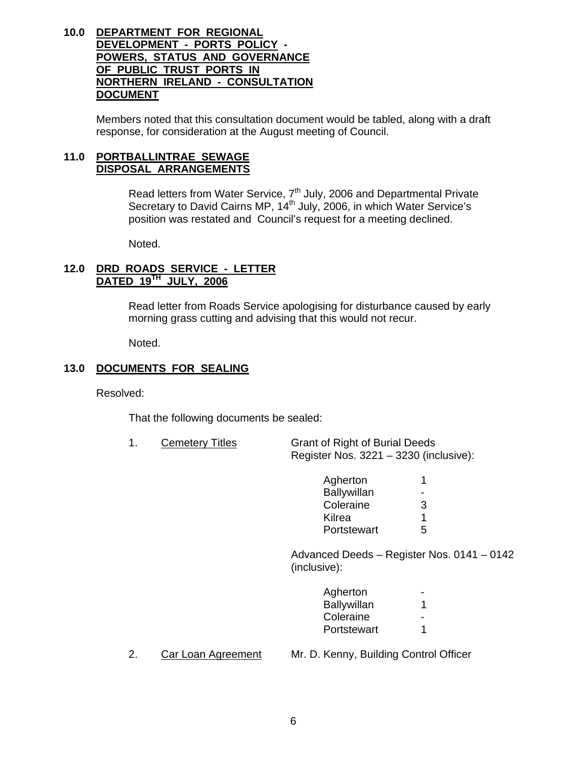## 10.0 DEPARTMENT FOR REGIONAL DEVELOPMENT - PORTS POLICY - POWERS, STATUS AND GOVERNANCE OF PUBLIC TRUST PORTS IN NORTHERN IRELAND - CONSULTATION DOCUMENT

Members noted that this consultation document would be tabled, along with a draft response, for consideration at the August meeting of Council.

## 11.0 PORTBALLINTRAE SEWAGE DISPOSAL ARRANGEMENTS

Read letters from Water Service, 7th July, 2006 and Departmental Private Secretary to David Cairns MP, 14th July, 2006, in which Water Service's position was restated and Council's request for a meeting declined.

Noted.

## 12.0 DRD ROADS SERVICE - LETTER DATED 19TH JULY, 2006

Read letter from Roads Service apologising for disturbance caused by early morning grass cutting and advising that this would not recur.

Noted.

## 13.0 DOCUMENTS FOR SEALING

Resolved:

That the following documents be sealed:

1. Cemetery Titles — Grant of Right of Burial Deeds Register Nos. 3221 – 3230 (inclusive):

| | |
|---|---|
| Agherton | 1 |
| Ballywillan | - |
| Coleraine | 3 |
| Kilrea | 1 |
| Portstewart | 5 |

Advanced Deeds – Register Nos. 0141 – 0142 (inclusive):

| | |
|---|---|
| Agherton | - |
| Ballywillan | 1 |
| Coleraine | - |
| Portstewart | 1 |

2. Car Loan Agreement — Mr. D. Kenny, Building Control Officer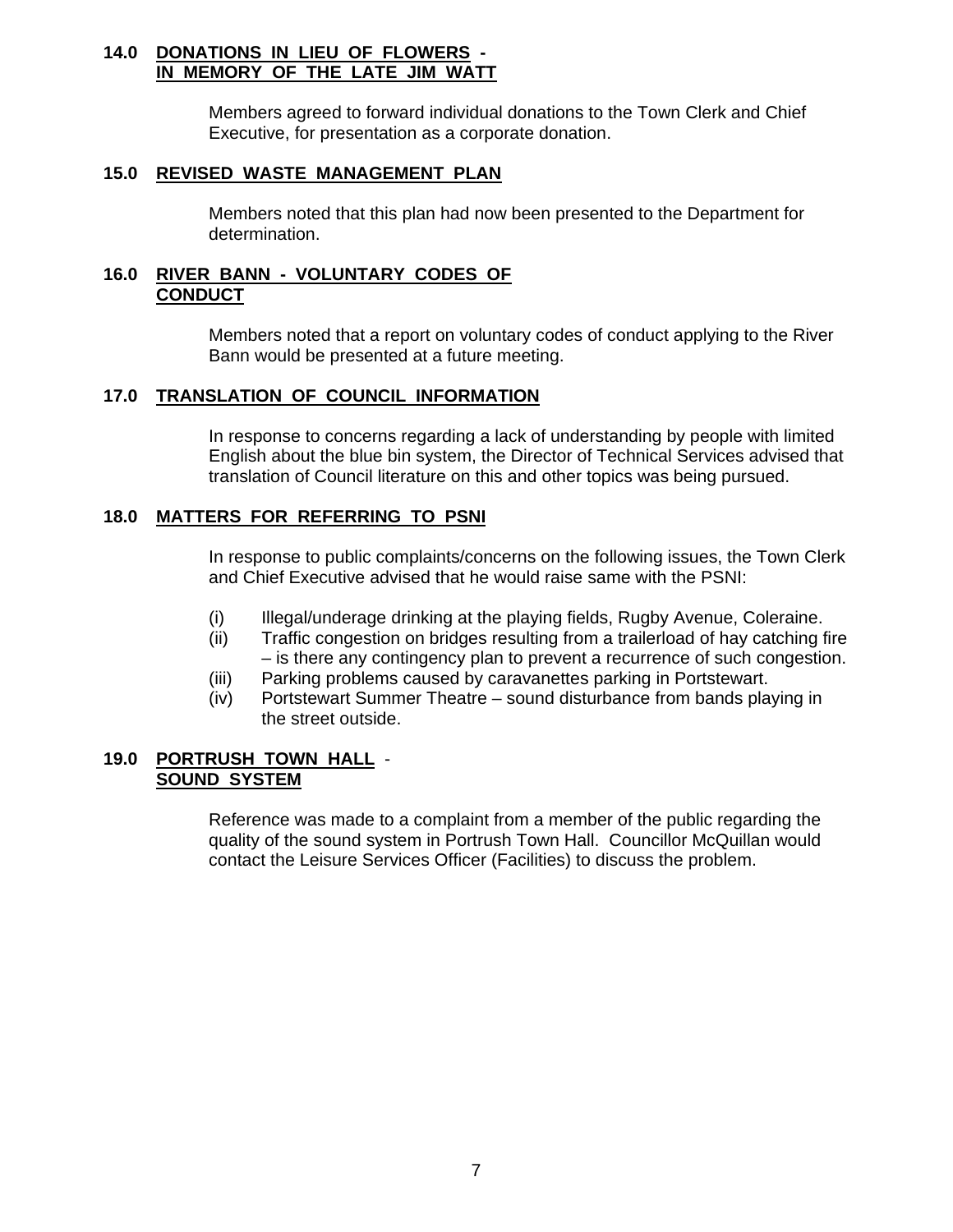**14.0 DONATIONS IN LIEU OF FLOWERS - IN MEMORY OF THE LATE JIM WATT**

Members agreed to forward individual donations to the Town Clerk and Chief Executive, for presentation as a corporate donation.

**15.0 REVISED WASTE MANAGEMENT PLAN**

Members noted that this plan had now been presented to the Department for determination.

**16.0 RIVER BANN - VOLUNTARY CODES OF CONDUCT**

Members noted that a report on voluntary codes of conduct applying to the River Bann would be presented at a future meeting.

**17.0 TRANSLATION OF COUNCIL INFORMATION**

In response to concerns regarding a lack of understanding by people with limited English about the blue bin system, the Director of Technical Services advised that translation of Council literature on this and other topics was being pursued.

**18.0 MATTERS FOR REFERRING TO PSNI**

In response to public complaints/concerns on the following issues, the Town Clerk and Chief Executive advised that he would raise same with the PSNI:

(i) Illegal/underage drinking at the playing fields, Rugby Avenue, Coleraine.
(ii) Traffic congestion on bridges resulting from a trailerload of hay catching fire – is there any contingency plan to prevent a recurrence of such congestion.
(iii) Parking problems caused by caravanettes parking in Portstewart.
(iv) Portstewart Summer Theatre – sound disturbance from bands playing in the street outside.

**19.0 PORTRUSH TOWN HALL - SOUND SYSTEM**

Reference was made to a complaint from a member of the public regarding the quality of the sound system in Portrush Town Hall. Councillor McQuillan would contact the Leisure Services Officer (Facilities) to discuss the problem.